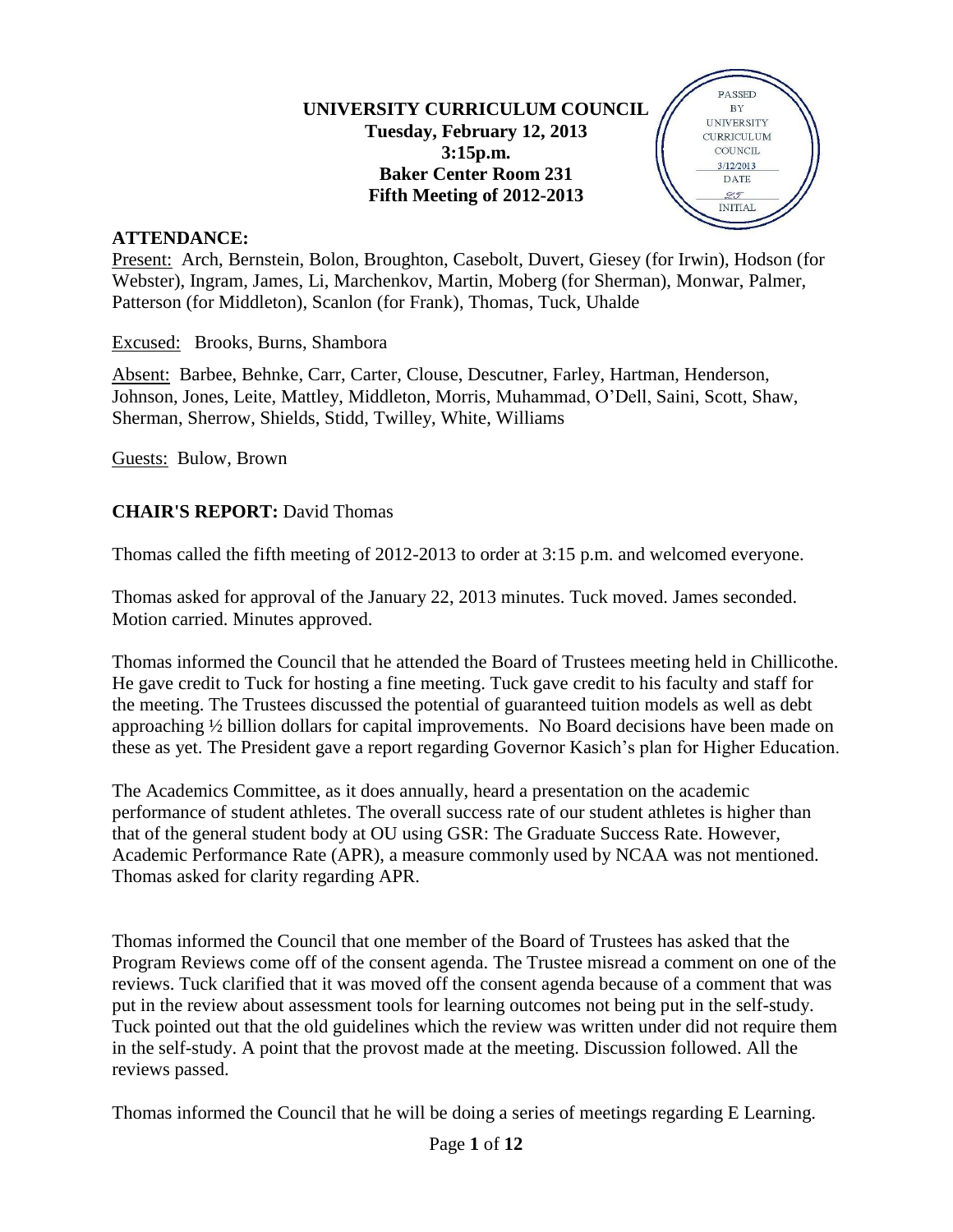**UNIVERSITY CURRICULUM COUNCIL**
**Tuesday, February 12, 2013**
**3:15p.m.**
**Baker Center Room 231**
**Fifth Meeting of 2012-2013**

PASSED BY UNIVERSITY CURRICULUM COUNCIL 3/12/2013 DATE INITIAL

**ATTENDANCE:**

Present: Arch, Bernstein, Bolon, Broughton, Casebolt, Duvert, Giesey (for Irwin), Hodson (for Webster), Ingram, James, Li, Marchenkov, Martin, Moberg (for Sherman), Monwar, Palmer, Patterson (for Middleton), Scanlon (for Frank), Thomas, Tuck, Uhalde

Excused: Brooks, Burns, Shambora

Absent: Barbee, Behnke, Carr, Carter, Clouse, Descutner, Farley, Hartman, Henderson, Johnson, Jones, Leite, Mattley, Middleton, Morris, Muhammad, O'Dell, Saini, Scott, Shaw, Sherman, Sherrow, Shields, Stidd, Twilley, White, Williams

Guests: Bulow, Brown

**CHAIR'S REPORT:** David Thomas

Thomas called the fifth meeting of 2012-2013 to order at 3:15 p.m. and welcomed everyone.

Thomas asked for approval of the January 22, 2013 minutes. Tuck moved. James seconded. Motion carried. Minutes approved.

Thomas informed the Council that he attended the Board of Trustees meeting held in Chillicothe. He gave credit to Tuck for hosting a fine meeting. Tuck gave credit to his faculty and staff for the meeting. The Trustees discussed the potential of guaranteed tuition models as well as debt approaching ½ billion dollars for capital improvements. No Board decisions have been made on these as yet. The President gave a report regarding Governor Kasich's plan for Higher Education.

The Academics Committee, as it does annually, heard a presentation on the academic performance of student athletes. The overall success rate of our student athletes is higher than that of the general student body at OU using GSR: The Graduate Success Rate. However, Academic Performance Rate (APR), a measure commonly used by NCAA was not mentioned. Thomas asked for clarity regarding APR.

Thomas informed the Council that one member of the Board of Trustees has asked that the Program Reviews come off of the consent agenda. The Trustee misread a comment on one of the reviews. Tuck clarified that it was moved off the consent agenda because of a comment that was put in the review about assessment tools for learning outcomes not being put in the self-study. Tuck pointed out that the old guidelines which the review was written under did not require them in the self-study. A point that the provost made at the meeting. Discussion followed. All the reviews passed.

Thomas informed the Council that he will be doing a series of meetings regarding E Learning.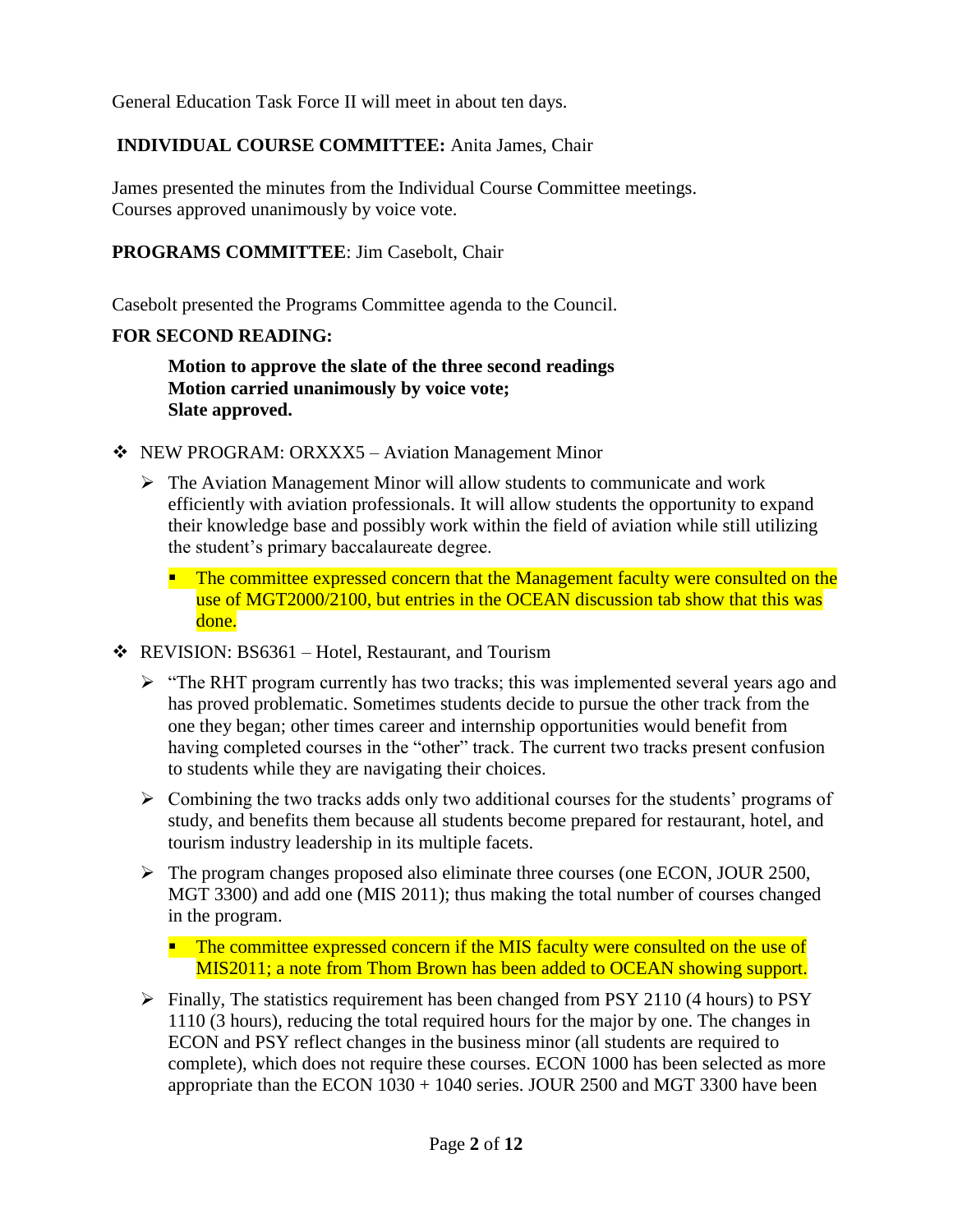General Education Task Force II will meet in about ten days.

**INDIVIDUAL COURSE COMMITTEE:** Anita James, Chair

James presented the minutes from the Individual Course Committee meetings.
Courses approved unanimously by voice vote.

**PROGRAMS COMMITTEE**: Jim Casebolt, Chair

Casebolt presented the Programs Committee agenda to the Council.

**FOR SECOND READING:**

> **Motion to approve the slate of the three second readings**
> **Motion carried unanimously by voice vote;**
> **Slate approved.**

- NEW PROGRAM: ORXXX5 – Aviation Management Minor
  - The Aviation Management Minor will allow students to communicate and work efficiently with aviation professionals. It will allow students the opportunity to expand their knowledge base and possibly work within the field of aviation while still utilizing the student's primary baccalaureate degree.
    - The committee expressed concern that the Management faculty were consulted on the use of MGT2000/2100, but entries in the OCEAN discussion tab show that this was done.
- REVISION: BS6361 – Hotel, Restaurant, and Tourism
  - "The RHT program currently has two tracks; this was implemented several years ago and has proved problematic. Sometimes students decide to pursue the other track from the one they began; other times career and internship opportunities would benefit from having completed courses in the "other" track. The current two tracks present confusion to students while they are navigating their choices.
  - Combining the two tracks adds only two additional courses for the students' programs of study, and benefits them because all students become prepared for restaurant, hotel, and tourism industry leadership in its multiple facets.
  - The program changes proposed also eliminate three courses (one ECON, JOUR 2500, MGT 3300) and add one (MIS 2011); thus making the total number of courses changed in the program.
    - The committee expressed concern if the MIS faculty were consulted on the use of MIS2011; a note from Thom Brown has been added to OCEAN showing support.
  - Finally, The statistics requirement has been changed from PSY 2110 (4 hours) to PSY 1110 (3 hours), reducing the total required hours for the major by one. The changes in ECON and PSY reflect changes in the business minor (all students are required to complete), which does not require these courses. ECON 1000 has been selected as more appropriate than the ECON 1030 + 1040 series. JOUR 2500 and MGT 3300 have been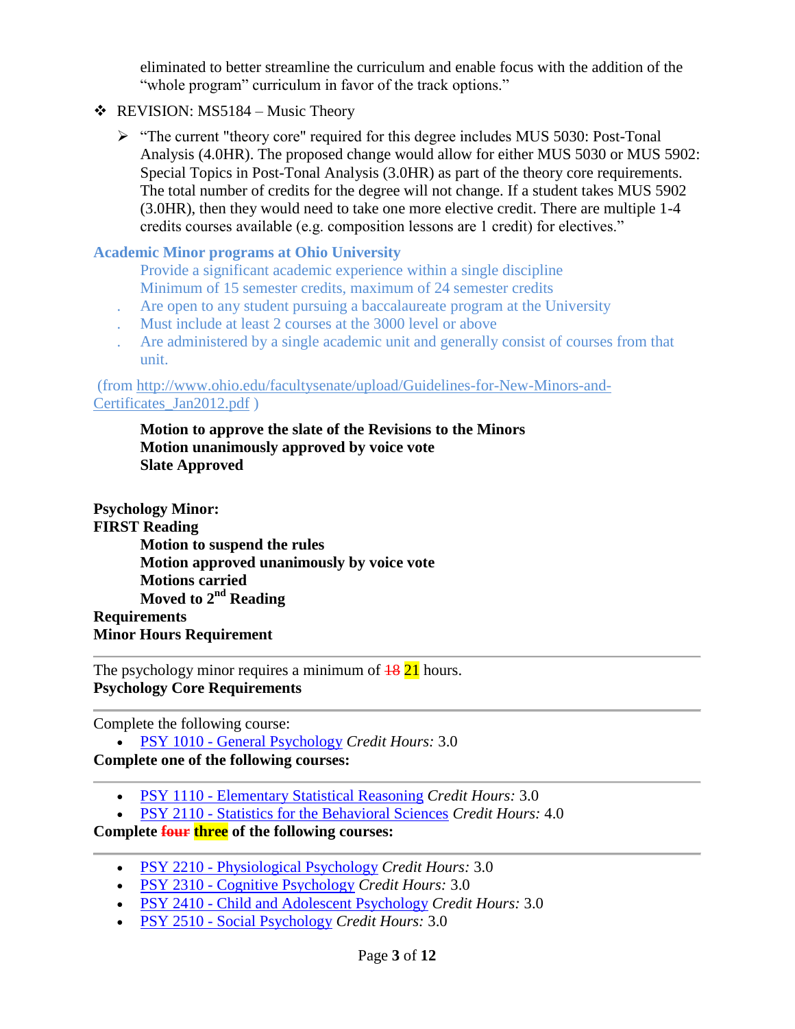eliminated to better streamline the curriculum and enable focus with the addition of the "whole program" curriculum in favor of the track options."

- REVISION: MS5184 – Music Theory
  - "The current "theory core" required for this degree includes MUS 5030: Post-Tonal Analysis (4.0HR). The proposed change would allow for either MUS 5030 or MUS 5902: Special Topics in Post-Tonal Analysis (3.0HR) as part of the theory core requirements. The total number of credits for the degree will not change. If a student takes MUS 5902 (3.0HR), then they would need to take one more elective credit. There are multiple 1-4 credits courses available (e.g. composition lessons are 1 credit) for electives."

**Academic Minor programs at Ohio University**

- Provide a significant academic experience within a single discipline
- Minimum of 15 semester credits, maximum of 24 semester credits
- Are open to any student pursuing a baccalaureate program at the University
- Must include at least 2 courses at the 3000 level or above
- Are administered by a single academic unit and generally consist of courses from that unit.

(from http://www.ohio.edu/facultysenate/upload/Guidelines-for-New-Minors-and-Certificates_Jan2012.pdf )

**Motion to approve the slate of the Revisions to the Minors**
**Motion unanimously approved by voice vote**
**Slate Approved**

**Psychology Minor:**
**FIRST Reading**

**Motion to suspend the rules**
**Motion approved unanimously by voice vote**
**Motions carried**
**Moved to 2nd Reading**

**Requirements**
**Minor Hours Requirement**

---

The psychology minor requires a minimum of ~~18~~ 21 hours.

**Psychology Core Requirements**

---

Complete the following course:

- PSY 1010 - General Psychology *Credit Hours:* 3.0

**Complete one of the following courses:**

---

- PSY 1110 - Elementary Statistical Reasoning *Credit Hours:* 3.0
- PSY 2110 - Statistics for the Behavioral Sciences *Credit Hours:* 4.0

**Complete ~~four~~ three of the following courses:**

---

- PSY 2210 - Physiological Psychology *Credit Hours:* 3.0
- PSY 2310 - Cognitive Psychology *Credit Hours:* 3.0
- PSY 2410 - Child and Adolescent Psychology *Credit Hours:* 3.0
- PSY 2510 - Social Psychology *Credit Hours:* 3.0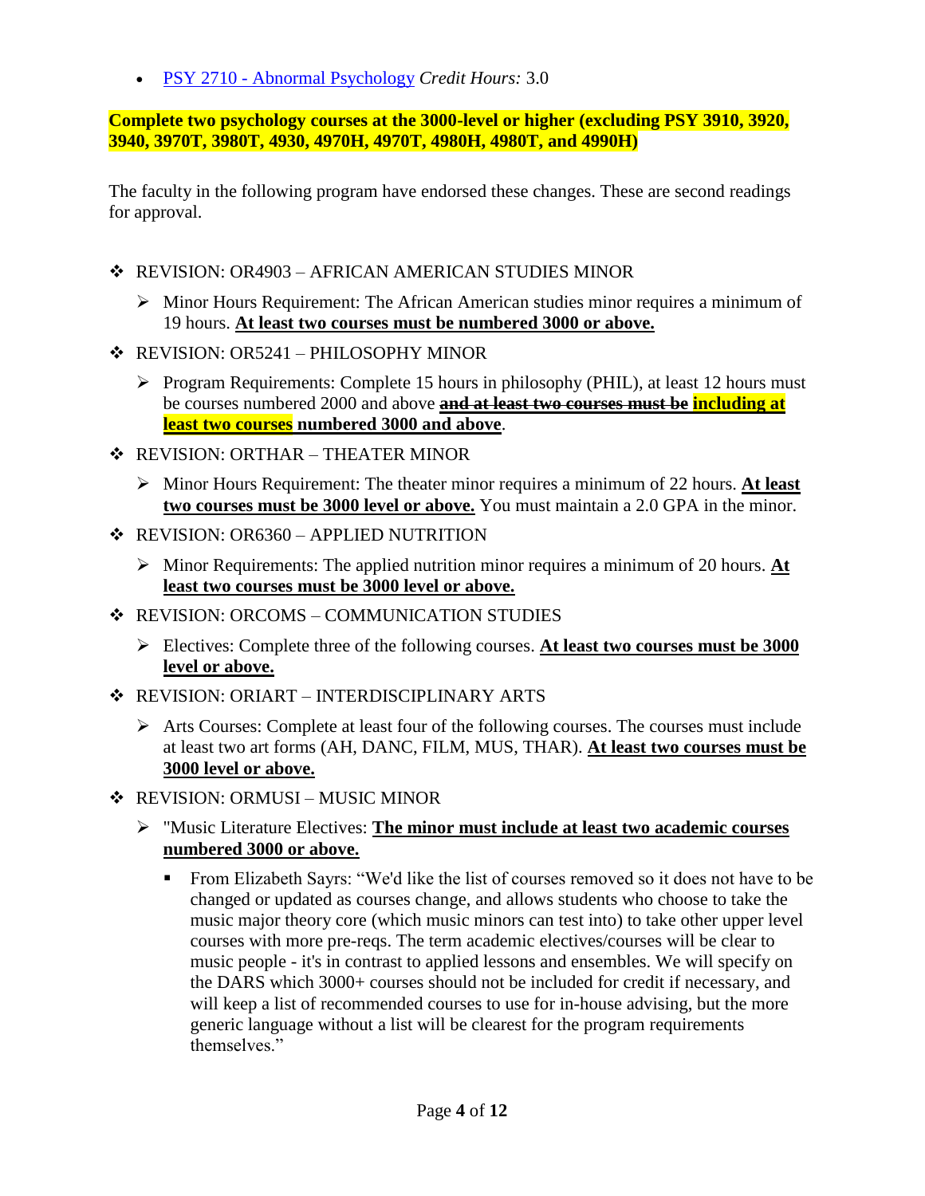- [PSY 2710 - Abnormal Psychology]() *Credit Hours:* 3.0

**Complete two psychology courses at the 3000-level or higher (excluding PSY 3910, 3920, 3940, 3970T, 3980T, 4930, 4970H, 4970T, 4980H, 4980T, and 4990H)**

The faculty in the following program have endorsed these changes. These are second readings for approval.

- REVISION: OR4903 – AFRICAN AMERICAN STUDIES MINOR
  - Minor Hours Requirement: The African American studies minor requires a minimum of 19 hours. <u>**At least two courses must be numbered 3000 or above.**</u>
- REVISION: OR5241 – PHILOSOPHY MINOR
  - Program Requirements: Complete 15 hours in philosophy (PHIL), at least 12 hours must be courses numbered 2000 and above ~~**and at least two courses must be**~~ <u>**including at least two courses numbered 3000 and above**</u>.
- REVISION: ORTHAR – THEATER MINOR
  - Minor Hours Requirement: The theater minor requires a minimum of 22 hours. <u>**At least two courses must be 3000 level or above.**</u> You must maintain a 2.0 GPA in the minor.
- REVISION: OR6360 – APPLIED NUTRITION
  - Minor Requirements: The applied nutrition minor requires a minimum of 20 hours. <u>**At least two courses must be 3000 level or above.**</u>
- REVISION: ORCOMS – COMMUNICATION STUDIES
  - Electives: Complete three of the following courses. <u>**At least two courses must be 3000 level or above.**</u>
- REVISION: ORIART – INTERDISCIPLINARY ARTS
  - Arts Courses: Complete at least four of the following courses. The courses must include at least two art forms (AH, DANC, FILM, MUS, THAR). <u>**At least two courses must be 3000 level or above.**</u>
- REVISION: ORMUSI – MUSIC MINOR
  - "Music Literature Electives: <u>**The minor must include at least two academic courses numbered 3000 or above.**</u>
    - From Elizabeth Sayrs: "We'd like the list of courses removed so it does not have to be changed or updated as courses change, and allows students who choose to take the music major theory core (which music minors can test into) to take other upper level courses with more pre-reqs. The term academic electives/courses will be clear to music people - it's in contrast to applied lessons and ensembles. We will specify on the DARS which 3000+ courses should not be included for credit if necessary, and will keep a list of recommended courses to use for in-house advising, but the more generic language without a list will be clearest for the program requirements themselves."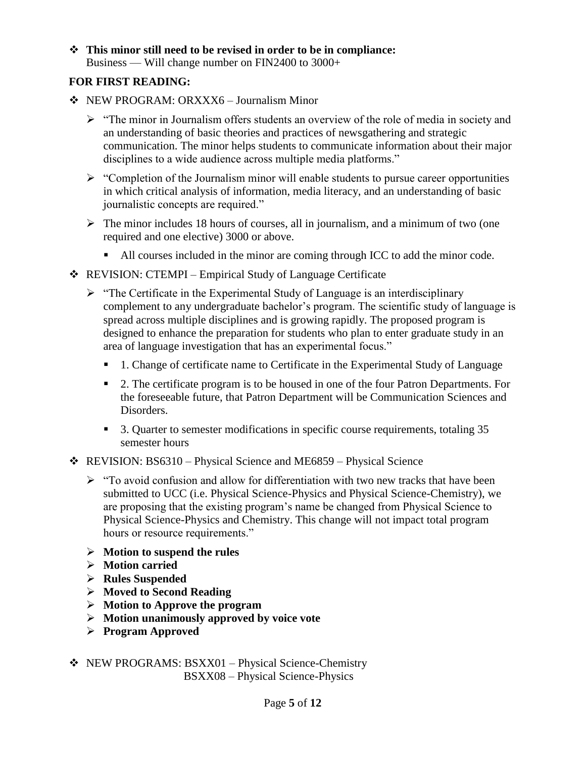- **This minor still need to be revised in order to be in compliance:**
  Business — Will change number on FIN2400 to 3000+

**FOR FIRST READING:**

- NEW PROGRAM: ORXXX6 – Journalism Minor
  - "The minor in Journalism offers students an overview of the role of media in society and an understanding of basic theories and practices of newsgathering and strategic communication. The minor helps students to communicate information about their major disciplines to a wide audience across multiple media platforms."
  - "Completion of the Journalism minor will enable students to pursue career opportunities in which critical analysis of information, media literacy, and an understanding of basic journalistic concepts are required."
  - The minor includes 18 hours of courses, all in journalism, and a minimum of two (one required and one elective) 3000 or above.
    - All courses included in the minor are coming through ICC to add the minor code.
- REVISION: CTEMPI – Empirical Study of Language Certificate
  - "The Certificate in the Experimental Study of Language is an interdisciplinary complement to any undergraduate bachelor's program. The scientific study of language is spread across multiple disciplines and is growing rapidly. The proposed program is designed to enhance the preparation for students who plan to enter graduate study in an area of language investigation that has an experimental focus."
    - 1. Change of certificate name to Certificate in the Experimental Study of Language
    - 2. The certificate program is to be housed in one of the four Patron Departments. For the foreseeable future, that Patron Department will be Communication Sciences and Disorders.
    - 3. Quarter to semester modifications in specific course requirements, totaling 35 semester hours
- REVISION: BS6310 – Physical Science and ME6859 – Physical Science
  - "To avoid confusion and allow for differentiation with two new tracks that have been submitted to UCC (i.e. Physical Science-Physics and Physical Science-Chemistry), we are proposing that the existing program's name be changed from Physical Science to Physical Science-Physics and Chemistry. This change will not impact total program hours or resource requirements."
  - **Motion to suspend the rules**
  - **Motion carried**
  - **Rules Suspended**
  - **Moved to Second Reading**
  - **Motion to Approve the program**
  - **Motion unanimously approved by voice vote**
  - **Program Approved**

- NEW PROGRAMS: BSXX01 – Physical Science-Chemistry
  BSXX08 – Physical Science-Physics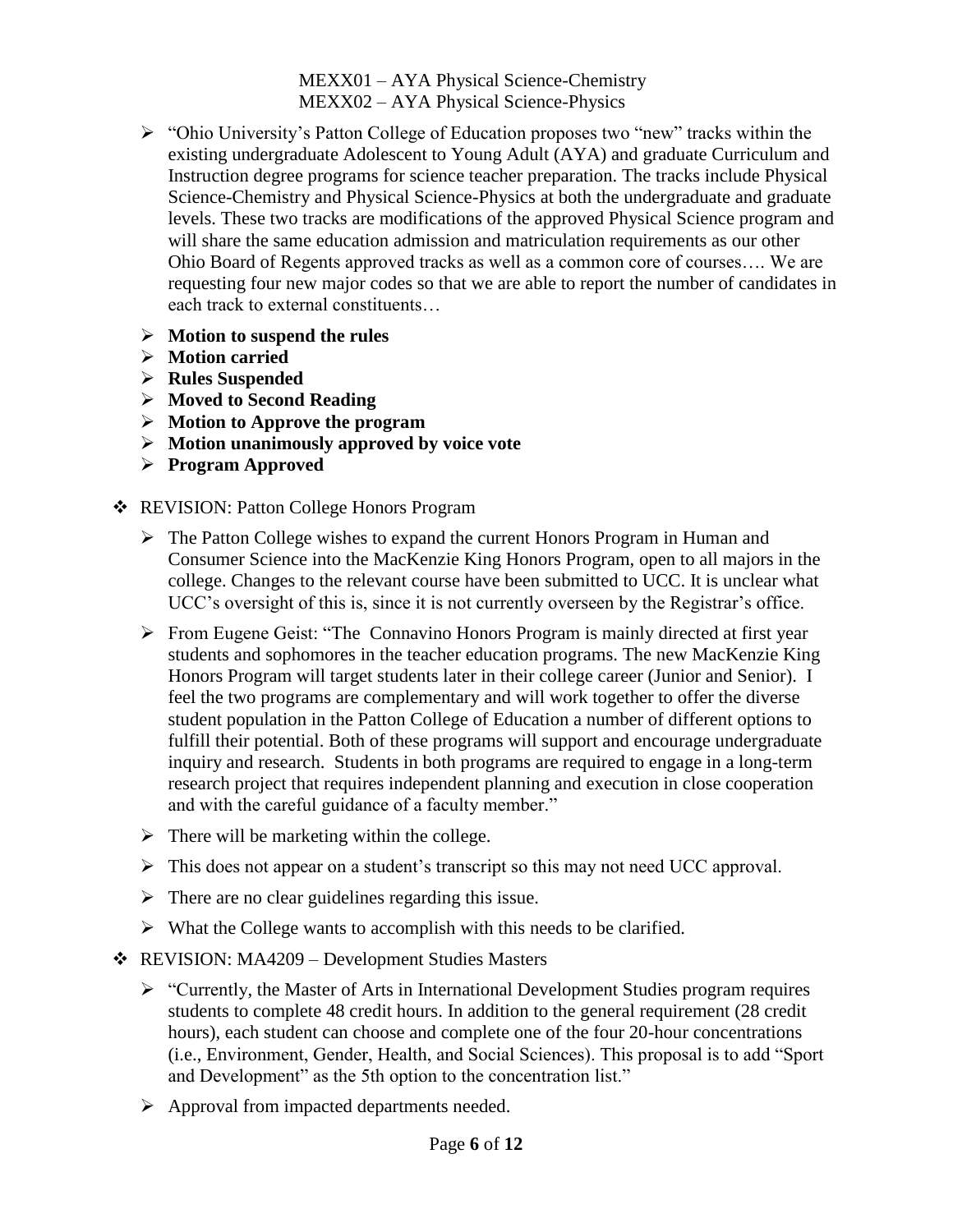MEXX01 – AYA Physical Science-Chemistry
MEXX02 – AYA Physical Science-Physics

- "Ohio University's Patton College of Education proposes two "new" tracks within the existing undergraduate Adolescent to Young Adult (AYA) and graduate Curriculum and Instruction degree programs for science teacher preparation. The tracks include Physical Science-Chemistry and Physical Science-Physics at both the undergraduate and graduate levels. These two tracks are modifications of the approved Physical Science program and will share the same education admission and matriculation requirements as our other Ohio Board of Regents approved tracks as well as a common core of courses…. We are requesting four new major codes so that we are able to report the number of candidates in each track to external constituents…
- **Motion to suspend the rules**
- **Motion carried**
- **Rules Suspended**
- **Moved to Second Reading**
- **Motion to Approve the program**
- **Motion unanimously approved by voice vote**
- **Program Approved**

- REVISION: Patton College Honors Program
  - The Patton College wishes to expand the current Honors Program in Human and Consumer Science into the MacKenzie King Honors Program, open to all majors in the college. Changes to the relevant course have been submitted to UCC. It is unclear what UCC's oversight of this is, since it is not currently overseen by the Registrar's office.
  - From Eugene Geist: "The Connavino Honors Program is mainly directed at first year students and sophomores in the teacher education programs. The new MacKenzie King Honors Program will target students later in their college career (Junior and Senior). I feel the two programs are complementary and will work together to offer the diverse student population in the Patton College of Education a number of different options to fulfill their potential. Both of these programs will support and encourage undergraduate inquiry and research. Students in both programs are required to engage in a long-term research project that requires independent planning and execution in close cooperation and with the careful guidance of a faculty member."
  - There will be marketing within the college.
  - This does not appear on a student's transcript so this may not need UCC approval.
  - There are no clear guidelines regarding this issue.
  - What the College wants to accomplish with this needs to be clarified.

- REVISION: MA4209 – Development Studies Masters
  - "Currently, the Master of Arts in International Development Studies program requires students to complete 48 credit hours. In addition to the general requirement (28 credit hours), each student can choose and complete one of the four 20-hour concentrations (i.e., Environment, Gender, Health, and Social Sciences). This proposal is to add "Sport and Development" as the 5th option to the concentration list."
  - Approval from impacted departments needed.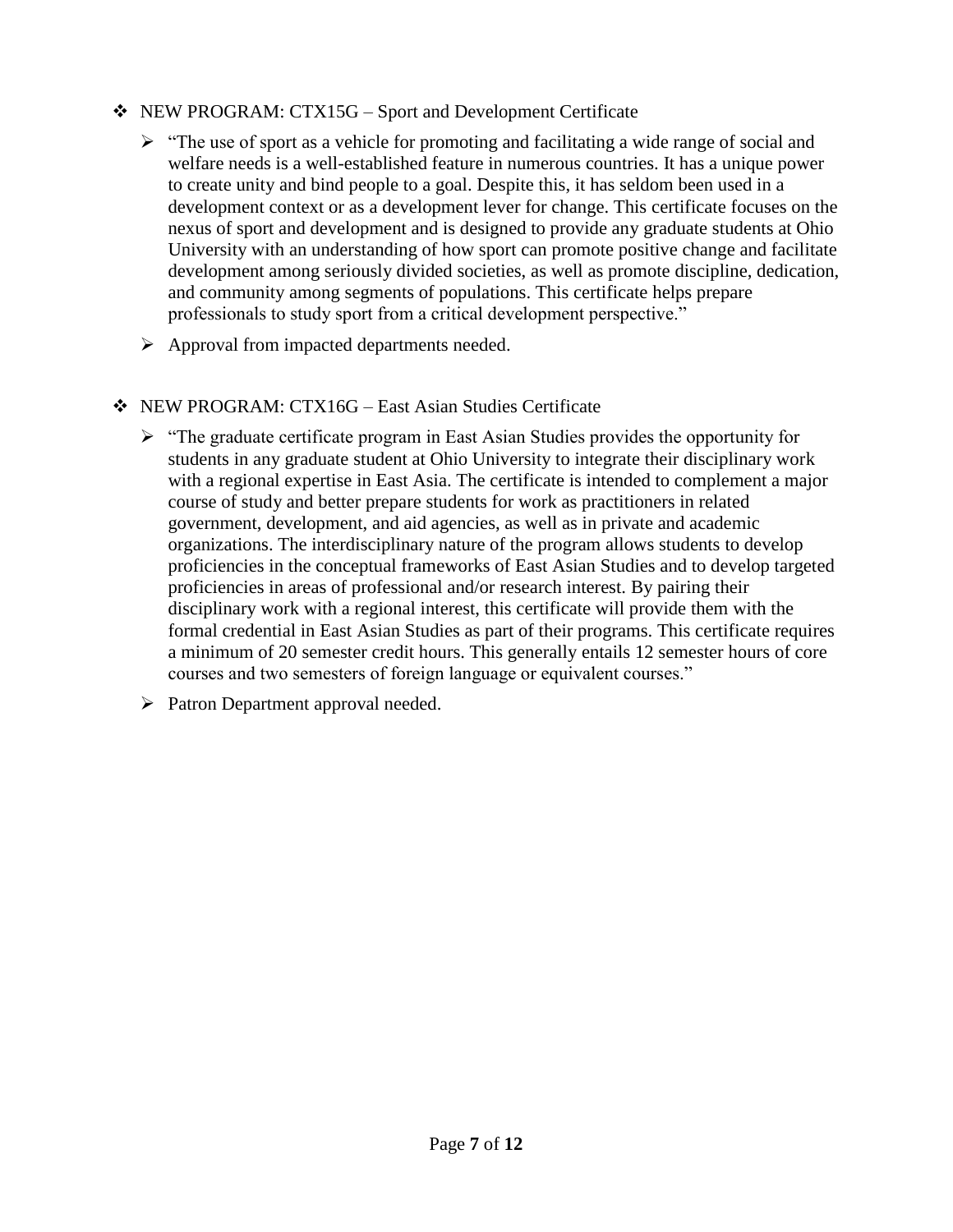- NEW PROGRAM: CTX15G – Sport and Development Certificate
  - "The use of sport as a vehicle for promoting and facilitating a wide range of social and welfare needs is a well-established feature in numerous countries. It has a unique power to create unity and bind people to a goal. Despite this, it has seldom been used in a development context or as a development lever for change. This certificate focuses on the nexus of sport and development and is designed to provide any graduate students at Ohio University with an understanding of how sport can promote positive change and facilitate development among seriously divided societies, as well as promote discipline, dedication, and community among segments of populations. This certificate helps prepare professionals to study sport from a critical development perspective."
  - Approval from impacted departments needed.

- NEW PROGRAM: CTX16G – East Asian Studies Certificate
  - "The graduate certificate program in East Asian Studies provides the opportunity for students in any graduate student at Ohio University to integrate their disciplinary work with a regional expertise in East Asia. The certificate is intended to complement a major course of study and better prepare students for work as practitioners in related government, development, and aid agencies, as well as in private and academic organizations. The interdisciplinary nature of the program allows students to develop proficiencies in the conceptual frameworks of East Asian Studies and to develop targeted proficiencies in areas of professional and/or research interest. By pairing their disciplinary work with a regional interest, this certificate will provide them with the formal credential in East Asian Studies as part of their programs. This certificate requires a minimum of 20 semester credit hours. This generally entails 12 semester hours of core courses and two semesters of foreign language or equivalent courses."
  - Patron Department approval needed.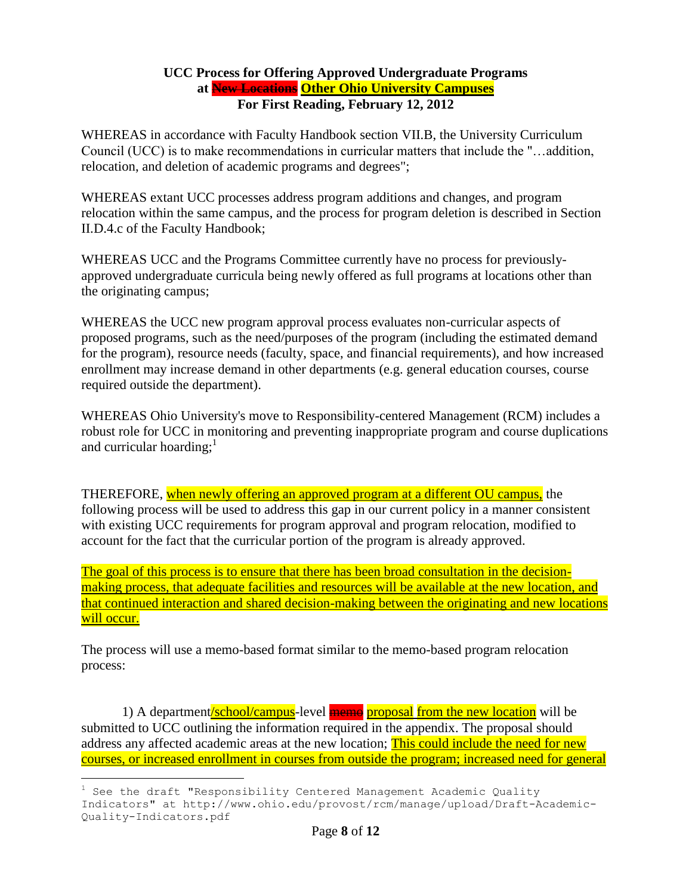**UCC Process for Offering Approved Undergraduate Programs at ~~New Locations~~ Other Ohio University Campuses**
**For First Reading, February 12, 2012**

WHEREAS in accordance with Faculty Handbook section VII.B, the University Curriculum Council (UCC) is to make recommendations in curricular matters that include the "…addition, relocation, and deletion of academic programs and degrees";

WHEREAS extant UCC processes address program additions and changes, and program relocation within the same campus, and the process for program deletion is described in Section II.D.4.c of the Faculty Handbook;

WHEREAS UCC and the Programs Committee currently have no process for previously-approved undergraduate curricula being newly offered as full programs at locations other than the originating campus;

WHEREAS the UCC new program approval process evaluates non-curricular aspects of proposed programs, such as the need/purposes of the program (including the estimated demand for the program), resource needs (faculty, space, and financial requirements), and how increased enrollment may increase demand in other departments (e.g. general education courses, course required outside the department).

WHEREAS Ohio University's move to Responsibility-centered Management (RCM) includes a robust role for UCC in monitoring and preventing inappropriate program and course duplications and curricular hoarding;[1]

THEREFORE, when newly offering an approved program at a different OU campus, the following process will be used to address this gap in our current policy in a manner consistent with existing UCC requirements for program approval and program relocation, modified to account for the fact that the curricular portion of the program is already approved.

The goal of this process is to ensure that there has been broad consultation in the decision-making process, that adequate facilities and resources will be available at the new location, and that continued interaction and shared decision-making between the originating and new locations will occur.

The process will use a memo-based format similar to the memo-based program relocation process:

1) A department/school/campus-level ~~memo~~ proposal from the new location will be submitted to UCC outlining the information required in the appendix. The proposal should address any affected academic areas at the new location; This could include the need for new courses, or increased enrollment in courses from outside the program; increased need for general

---

[1] See the draft "Responsibility Centered Management Academic Quality Indicators" at http://www.ohio.edu/provost/rcm/manage/upload/Draft-Academic-Quality-Indicators.pdf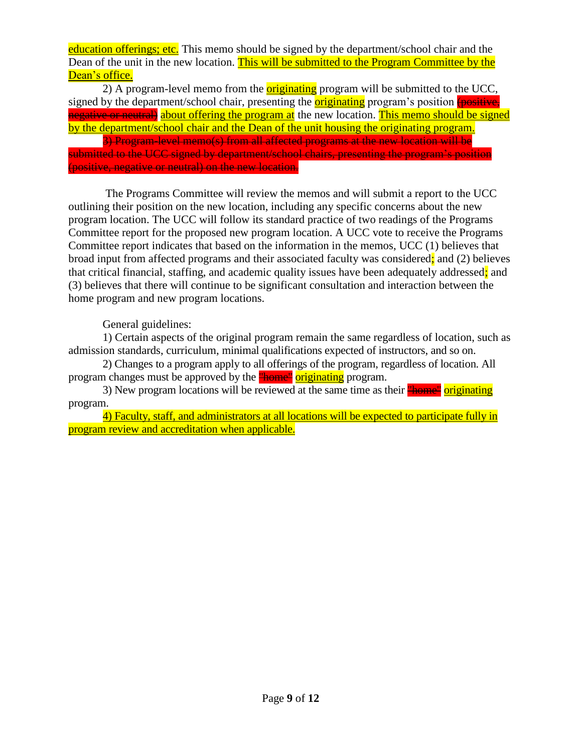education offerings; etc. This memo should be signed by the department/school chair and the Dean of the unit in the new location. This will be submitted to the Program Committee by the Dean's office.

2) A program-level memo from the originating program will be submitted to the UCC, signed by the department/school chair, presenting the originating program's position ~~(positive, negative or neutral)~~ about offering the program at the new location. This memo should be signed by the department/school chair and the Dean of the unit housing the originating program.

~~3) Program-level memo(s) from all affected programs at the new location will be submitted to the UCC signed by department/school chairs, presenting the program's position (positive, negative or neutral) on the new location.~~

The Programs Committee will review the memos and will submit a report to the UCC outlining their position on the new location, including any specific concerns about the new program location. The UCC will follow its standard practice of two readings of the Programs Committee report for the proposed new program location. A UCC vote to receive the Programs Committee report indicates that based on the information in the memos, UCC (1) believes that broad input from affected programs and their associated faculty was considered; and (2) believes that critical financial, staffing, and academic quality issues have been adequately addressed; and (3) believes that there will continue to be significant consultation and interaction between the home program and new program locations.

General guidelines:

1) Certain aspects of the original program remain the same regardless of location, such as admission standards, curriculum, minimal qualifications expected of instructors, and so on.

2) Changes to a program apply to all offerings of the program, regardless of location. All program changes must be approved by the ~~"home"~~ originating program.

3) New program locations will be reviewed at the same time as their ~~"home"~~ originating program.

4) Faculty, staff, and administrators at all locations will be expected to participate fully in program review and accreditation when applicable.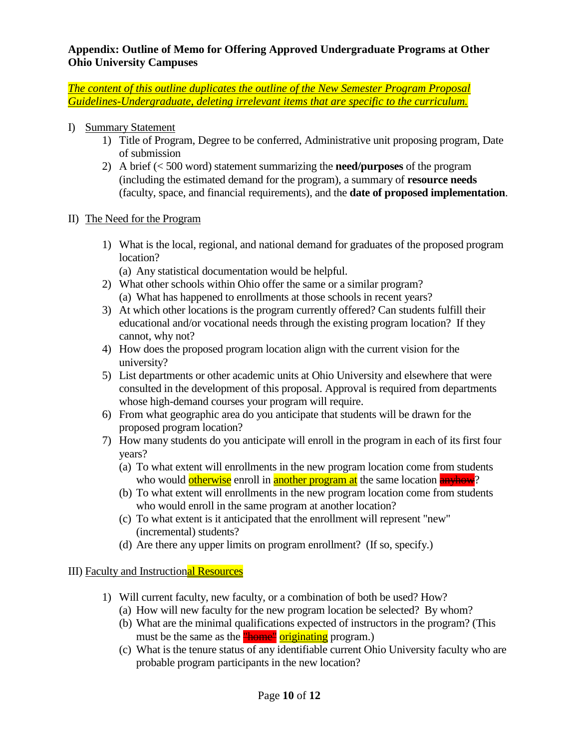**Appendix: Outline of Memo for Offering Approved Undergraduate Programs at Other Ohio University Campuses**

*The content of this outline duplicates the outline of the New Semester Program Proposal Guidelines-Undergraduate, deleting irrelevant items that are specific to the curriculum.*

I) Summary Statement

1) Title of Program, Degree to be conferred, Administrative unit proposing program, Date of submission
2) A brief (< 500 word) statement summarizing the **need/purposes** of the program (including the estimated demand for the program), a summary of **resource needs** (faculty, space, and financial requirements), and the **date of proposed implementation**.

II) The Need for the Program

1) What is the local, regional, and national demand for graduates of the proposed program location?
   (a) Any statistical documentation would be helpful.
2) What other schools within Ohio offer the same or a similar program?
   (a) What has happened to enrollments at those schools in recent years?
3) At which other locations is the program currently offered? Can students fulfill their educational and/or vocational needs through the existing program location? If they cannot, why not?
4) How does the proposed program location align with the current vision for the university?
5) List departments or other academic units at Ohio University and elsewhere that were consulted in the development of this proposal. Approval is required from departments whose high-demand courses your program will require.
6) From what geographic area do you anticipate that students will be drawn for the proposed program location?
7) How many students do you anticipate will enroll in the program in each of its first four years?
   (a) To what extent will enrollments in the new program location come from students who would otherwise enroll in another program at the same location ~~anyhow~~?
   (b) To what extent will enrollments in the new program location come from students who would enroll in the same program at another location?
   (c) To what extent is it anticipated that the enrollment will represent "new" (incremental) students?
   (d) Are there any upper limits on program enrollment? (If so, specify.)

III) Faculty and Instructional Resources

1) Will current faculty, new faculty, or a combination of both be used? How?
   (a) How will new faculty for the new program location be selected? By whom?
   (b) What are the minimal qualifications expected of instructors in the program? (This must be the same as the ~~"home"~~ originating program.)
   (c) What is the tenure status of any identifiable current Ohio University faculty who are probable program participants in the new location?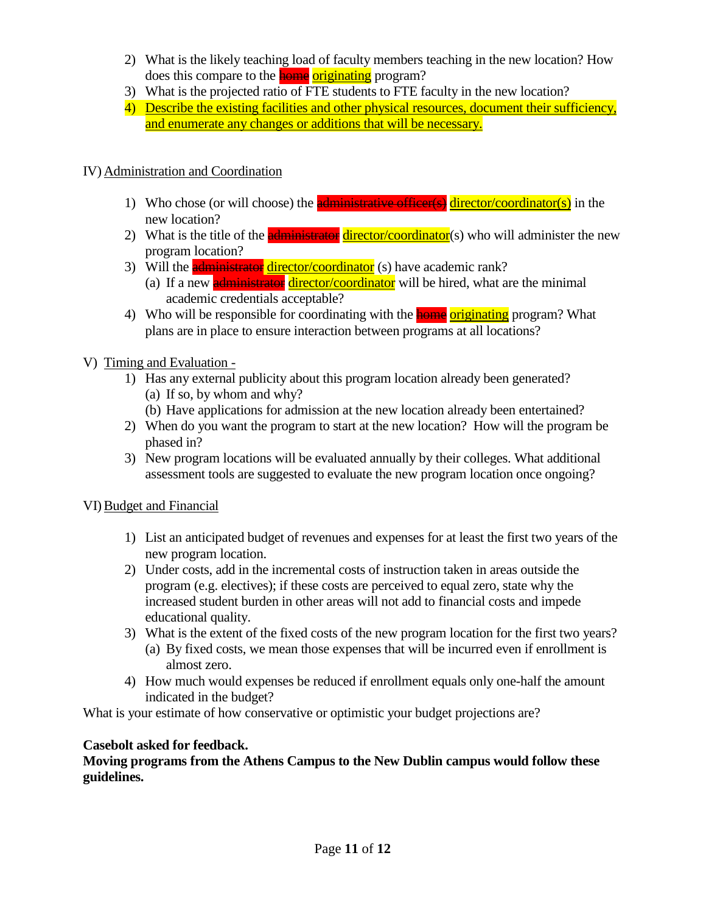2) What is the likely teaching load of faculty members teaching in the new location? How does this compare to the ~~home~~ originating program?
3) What is the projected ratio of FTE students to FTE faculty in the new location?
4) Describe the existing facilities and other physical resources, document their sufficiency, and enumerate any changes or additions that will be necessary.

IV) Administration and Coordination

1) Who chose (or will choose) the ~~administrative officer(s)~~ director/coordinator(s) in the new location?
2) What is the title of the ~~administrator~~ director/coordinator(s) who will administer the new program location?
3) Will the ~~administrator~~ director/coordinator (s) have academic rank?
   (a) If a new ~~administrator~~ director/coordinator will be hired, what are the minimal academic credentials acceptable?
4) Who will be responsible for coordinating with the ~~home~~ originating program? What plans are in place to ensure interaction between programs at all locations?

V) Timing and Evaluation -

1) Has any external publicity about this program location already been generated?
   (a) If so, by whom and why?
   (b) Have applications for admission at the new location already been entertained?
2) When do you want the program to start at the new location? How will the program be phased in?
3) New program locations will be evaluated annually by their colleges. What additional assessment tools are suggested to evaluate the new program location once ongoing?

VI) Budget and Financial

1) List an anticipated budget of revenues and expenses for at least the first two years of the new program location.
2) Under costs, add in the incremental costs of instruction taken in areas outside the program (e.g. electives); if these costs are perceived to equal zero, state why the increased student burden in other areas will not add to financial costs and impede educational quality.
3) What is the extent of the fixed costs of the new program location for the first two years?
   (a) By fixed costs, we mean those expenses that will be incurred even if enrollment is almost zero.
4) How much would expenses be reduced if enrollment equals only one-half the amount indicated in the budget?

What is your estimate of how conservative or optimistic your budget projections are?

**Casebolt asked for feedback.**
**Moving programs from the Athens Campus to the New Dublin campus would follow these guidelines.**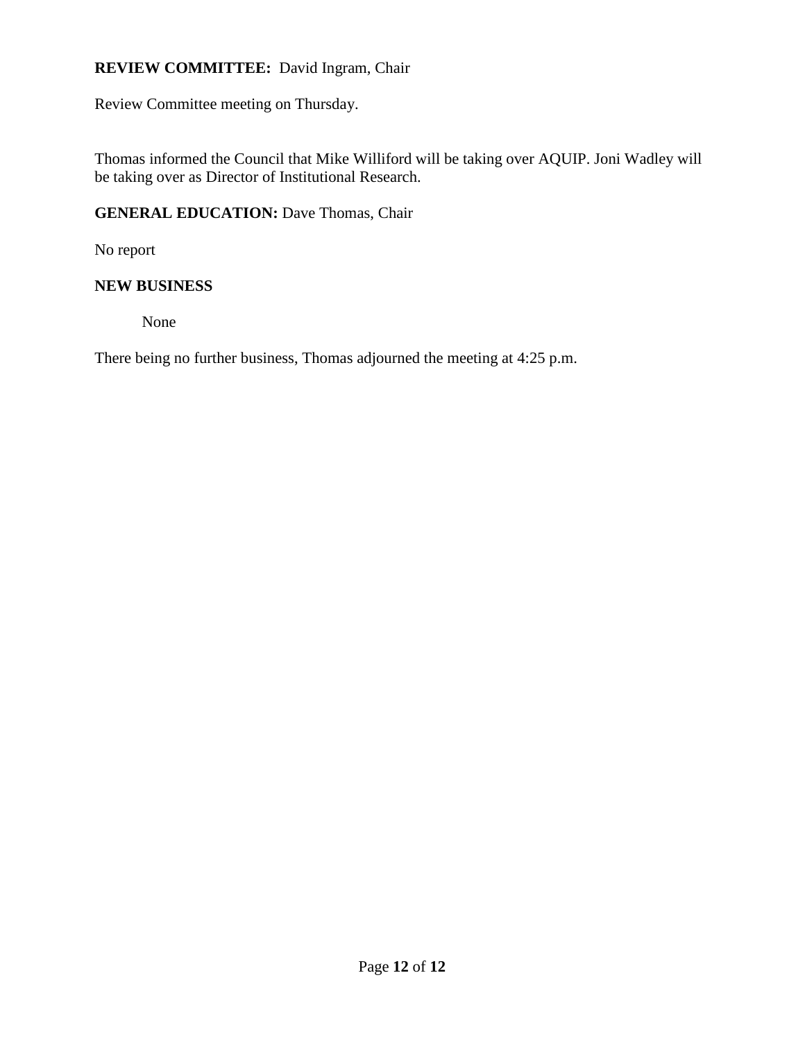**REVIEW COMMITTEE:** David Ingram, Chair

Review Committee meeting on Thursday.

Thomas informed the Council that Mike Williford will be taking over AQUIP. Joni Wadley will be taking over as Director of Institutional Research.

**GENERAL EDUCATION:** Dave Thomas, Chair

No report

**NEW BUSINESS**

None

There being no further business, Thomas adjourned the meeting at 4:25 p.m.